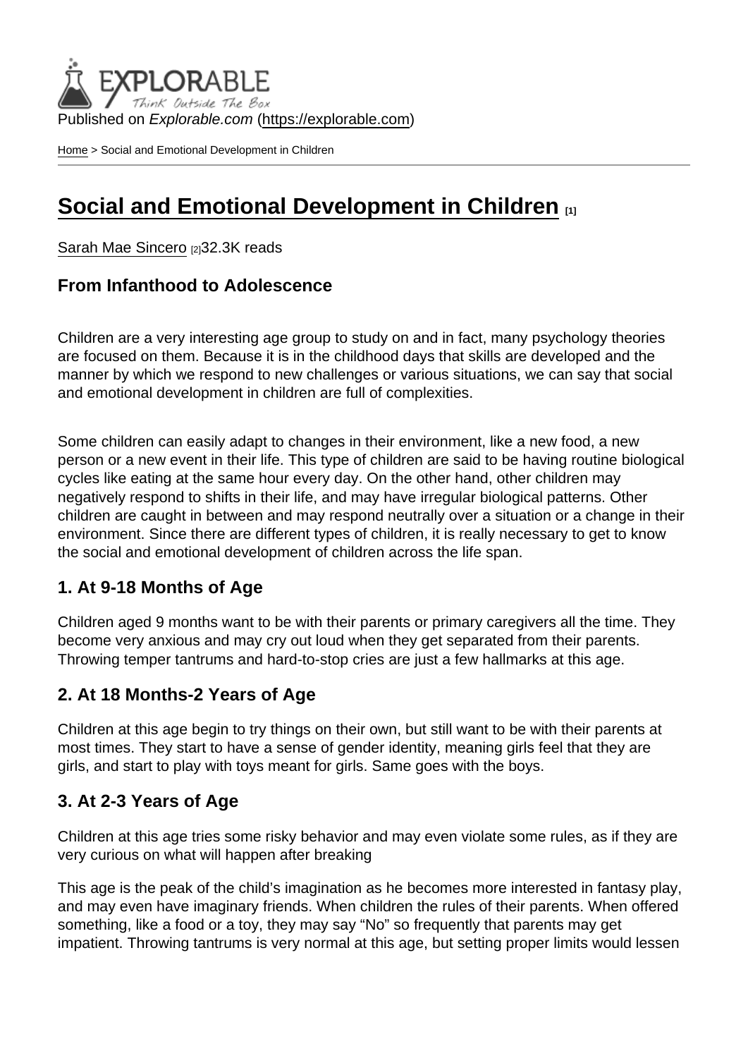Published on *Explorable.com* (https://explorable.com)

Home > Social and Emotional Development in Children

# Social and Emotional Development in Children [1]

Sarah Mae Sincero [2]32.3K reads

### From Infanthood to Adolescence

Children are a very interesting age group to study on and in fact, many psychology theories are focused on them. Because it is in the childhood days that skills are developed and the manner by which we respond to new challenges or various situations, we can say that social and emotional development in children are full of complexities.

Some children can easily adapt to changes in their environment, like a new food, a new person or a new event in their life. This type of children are said to be having routine biological cycles like eating at the same hour every day. On the other hand, other children may negatively respond to shifts in their life, and may have irregular biological patterns. Other children are caught in between and may respond neutrally over a situation or a change in their environment. Since there are different types of children, it is really necessary to get to know the social and emotional development of children across the life span.

### 1. At 9-18 Months of Age

Children aged 9 months want to be with their parents or primary caregivers all the time. They become very anxious and may cry out loud when they get separated from their parents. Throwing temper tantrums and hard-to-stop cries are just a few hallmarks at this age.

### 2. At 18 Months-2 Years of Age

Children at this age begin to try things on their own, but still want to be with their parents at most times. They start to have a sense of gender identity, meaning girls feel that they are girls, and start to play with toys meant for girls. Same goes with the boys.

### 3. At 2-3 Years of Age

Children at this age tries some risky behavior and may even violate some rules, as if they are very curious on what will happen after breaking

This age is the peak of the child's imagination as he becomes more interested in fantasy play, and may even have imaginary friends. When children the rules of their parents. When offered something, like a food or a toy, they may say "No" so frequently that parents may get impatient. Throwing tantrums is very normal at this age, but setting proper limits would lessen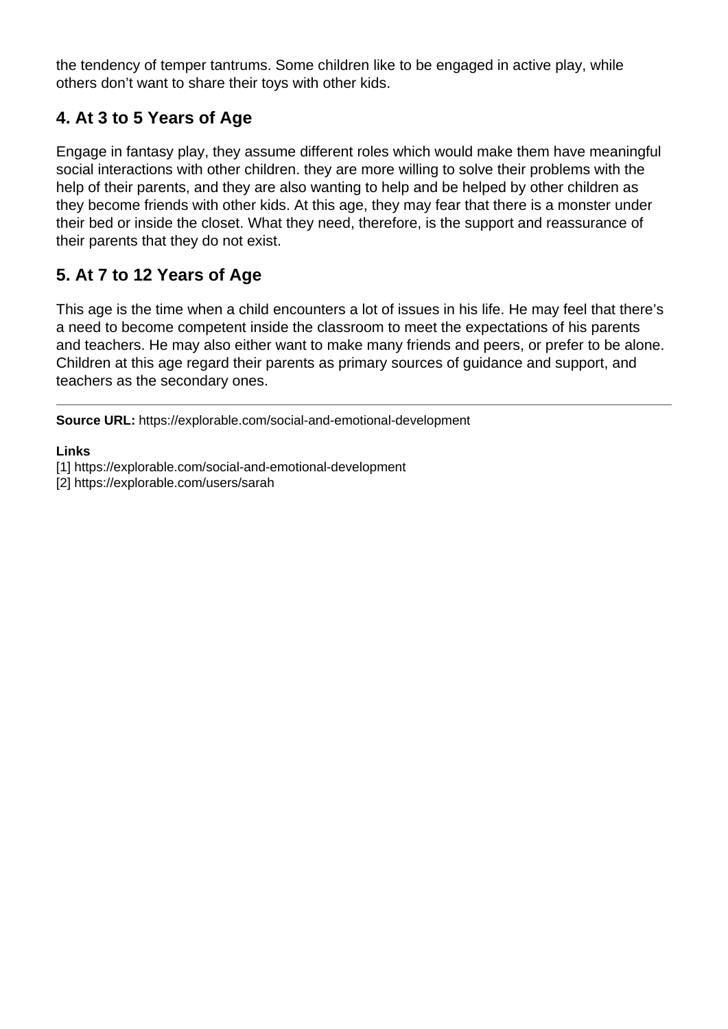the tendency of temper tantrums. Some children like to be engaged in active play, while others don't want to share their toys with other kids.

## 4. At 3 to 5 Years of Age

Engage in fantasy play, they assume different roles which would make them have meaningful social interactions with other children. they are more willing to solve their problems with the help of their parents, and they are also wanting to help and be helped by other children as they become friends with other kids. At this age, they may fear that there is a monster under their bed or inside the closet. What they need, therefore, is the support and reassurance of their parents that they do not exist.

## 5. At 7 to 12 Years of Age

This age is the time when a child encounters a lot of issues in his life. He may feel that there's a need to become competent inside the classroom to meet the expectations of his parents and teachers. He may also either want to make many friends and peers, or prefer to be alone. Children at this age regard their parents as primary sources of guidance and support, and teachers as the secondary ones.

---

**Source URL:** https://explorable.com/social-and-emotional-development

**Links**
[1] https://explorable.com/social-and-emotional-development
[2] https://explorable.com/users/sarah